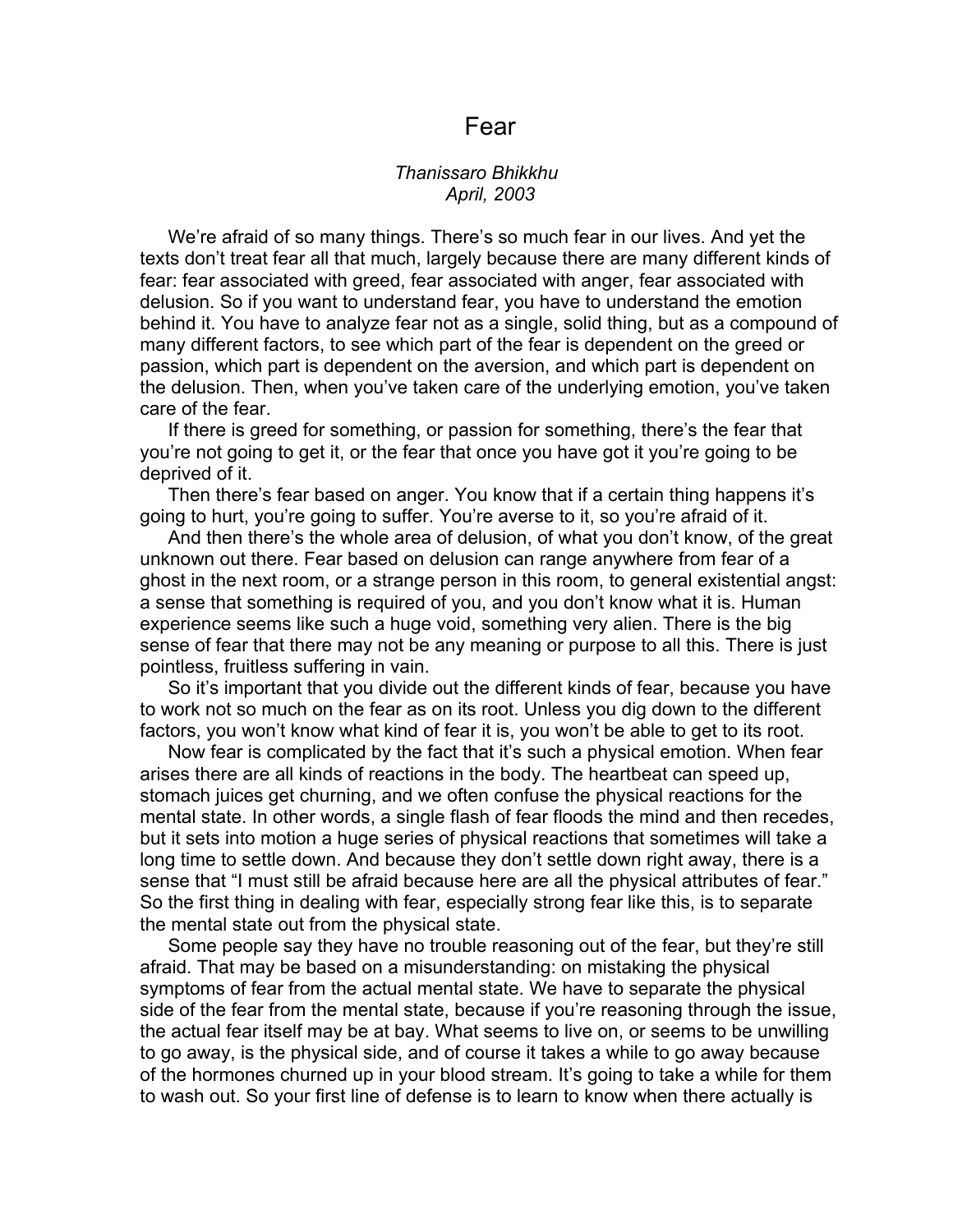# Fear

*Thanissaro Bhikkhu*
*April, 2003*

We're afraid of so many things. There's so much fear in our lives. And yet the texts don't treat fear all that much, largely because there are many different kinds of fear: fear associated with greed, fear associated with anger, fear associated with delusion. So if you want to understand fear, you have to understand the emotion behind it. You have to analyze fear not as a single, solid thing, but as a compound of many different factors, to see which part of the fear is dependent on the greed or passion, which part is dependent on the aversion, and which part is dependent on the delusion. Then, when you've taken care of the underlying emotion, you've taken care of the fear.

If there is greed for something, or passion for something, there's the fear that you're not going to get it, or the fear that once you have got it you're going to be deprived of it.

Then there's fear based on anger. You know that if a certain thing happens it's going to hurt, you're going to suffer. You're averse to it, so you're afraid of it.

And then there's the whole area of delusion, of what you don't know, of the great unknown out there. Fear based on delusion can range anywhere from fear of a ghost in the next room, or a strange person in this room, to general existential angst: a sense that something is required of you, and you don't know what it is. Human experience seems like such a huge void, something very alien. There is the big sense of fear that there may not be any meaning or purpose to all this. There is just pointless, fruitless suffering in vain.

So it's important that you divide out the different kinds of fear, because you have to work not so much on the fear as on its root. Unless you dig down to the different factors, you won't know what kind of fear it is, you won't be able to get to its root.

Now fear is complicated by the fact that it's such a physical emotion. When fear arises there are all kinds of reactions in the body. The heartbeat can speed up, stomach juices get churning, and we often confuse the physical reactions for the mental state. In other words, a single flash of fear floods the mind and then recedes, but it sets into motion a huge series of physical reactions that sometimes will take a long time to settle down. And because they don't settle down right away, there is a sense that "I must still be afraid because here are all the physical attributes of fear." So the first thing in dealing with fear, especially strong fear like this, is to separate the mental state out from the physical state.

Some people say they have no trouble reasoning out of the fear, but they're still afraid. That may be based on a misunderstanding: on mistaking the physical symptoms of fear from the actual mental state. We have to separate the physical side of the fear from the mental state, because if you're reasoning through the issue, the actual fear itself may be at bay. What seems to live on, or seems to be unwilling to go away, is the physical side, and of course it takes a while to go away because of the hormones churned up in your blood stream. It's going to take a while for them to wash out. So your first line of defense is to learn to know when there actually is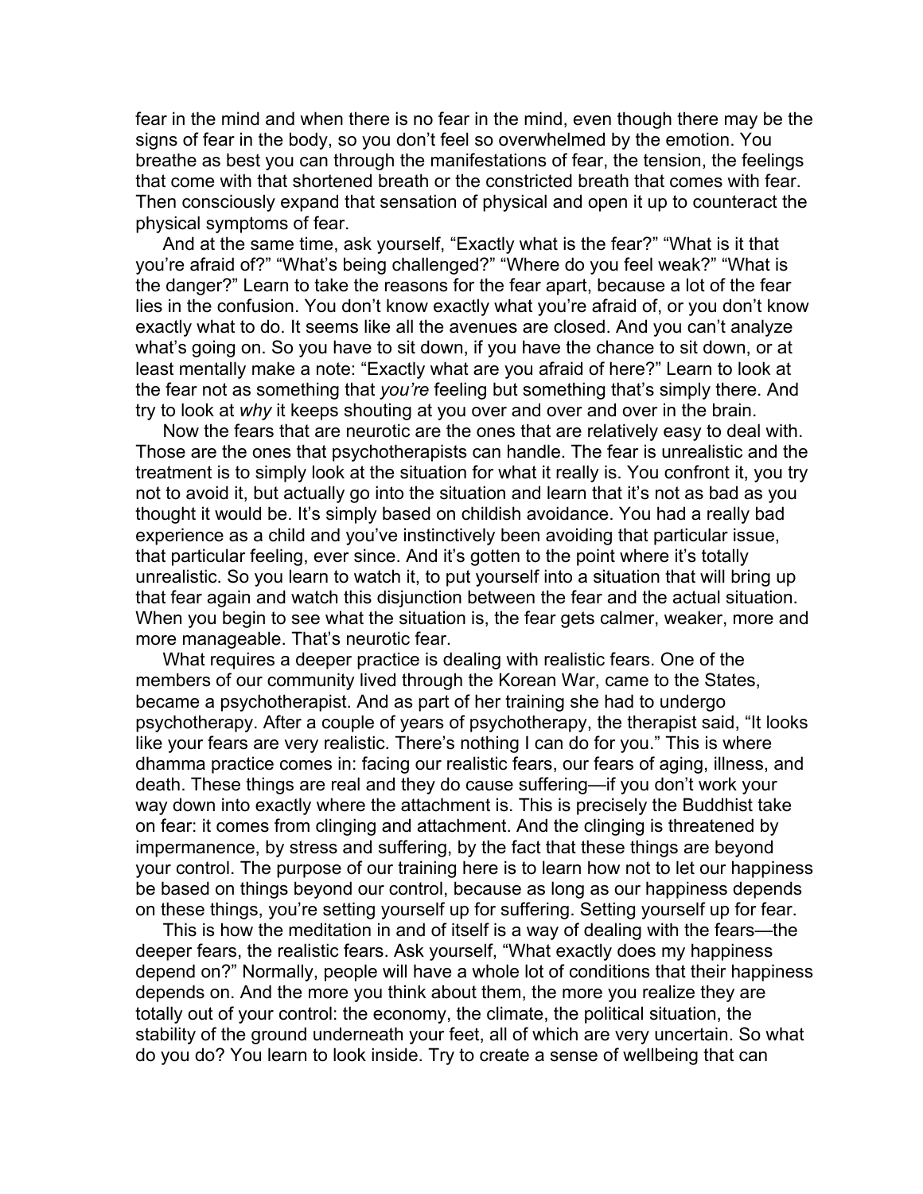fear in the mind and when there is no fear in the mind, even though there may be the signs of fear in the body, so you don't feel so overwhelmed by the emotion. You breathe as best you can through the manifestations of fear, the tension, the feelings that come with that shortened breath or the constricted breath that comes with fear. Then consciously expand that sensation of physical and open it up to counteract the physical symptoms of fear.

And at the same time, ask yourself, "Exactly what is the fear?" "What is it that you're afraid of?" "What's being challenged?" "Where do you feel weak?" "What is the danger?" Learn to take the reasons for the fear apart, because a lot of the fear lies in the confusion. You don't know exactly what you're afraid of, or you don't know exactly what to do. It seems like all the avenues are closed. And you can't analyze what's going on. So you have to sit down, if you have the chance to sit down, or at least mentally make a note: "Exactly what are you afraid of here?" Learn to look at the fear not as something that *you're* feeling but something that's simply there. And try to look at *why* it keeps shouting at you over and over and over in the brain.

Now the fears that are neurotic are the ones that are relatively easy to deal with. Those are the ones that psychotherapists can handle. The fear is unrealistic and the treatment is to simply look at the situation for what it really is. You confront it, you try not to avoid it, but actually go into the situation and learn that it's not as bad as you thought it would be. It's simply based on childish avoidance. You had a really bad experience as a child and you've instinctively been avoiding that particular issue, that particular feeling, ever since. And it's gotten to the point where it's totally unrealistic. So you learn to watch it, to put yourself into a situation that will bring up that fear again and watch this disjunction between the fear and the actual situation. When you begin to see what the situation is, the fear gets calmer, weaker, more and more manageable. That's neurotic fear.

What requires a deeper practice is dealing with realistic fears. One of the members of our community lived through the Korean War, came to the States, became a psychotherapist. And as part of her training she had to undergo psychotherapy. After a couple of years of psychotherapy, the therapist said, "It looks like your fears are very realistic. There's nothing I can do for you." This is where dhamma practice comes in: facing our realistic fears, our fears of aging, illness, and death. These things are real and they do cause suffering—if you don't work your way down into exactly where the attachment is. This is precisely the Buddhist take on fear: it comes from clinging and attachment. And the clinging is threatened by impermanence, by stress and suffering, by the fact that these things are beyond your control. The purpose of our training here is to learn how not to let our happiness be based on things beyond our control, because as long as our happiness depends on these things, you're setting yourself up for suffering. Setting yourself up for fear.

This is how the meditation in and of itself is a way of dealing with the fears—the deeper fears, the realistic fears. Ask yourself, "What exactly does my happiness depend on?" Normally, people will have a whole lot of conditions that their happiness depends on. And the more you think about them, the more you realize they are totally out of your control: the economy, the climate, the political situation, the stability of the ground underneath your feet, all of which are very uncertain. So what do you do? You learn to look inside. Try to create a sense of wellbeing that can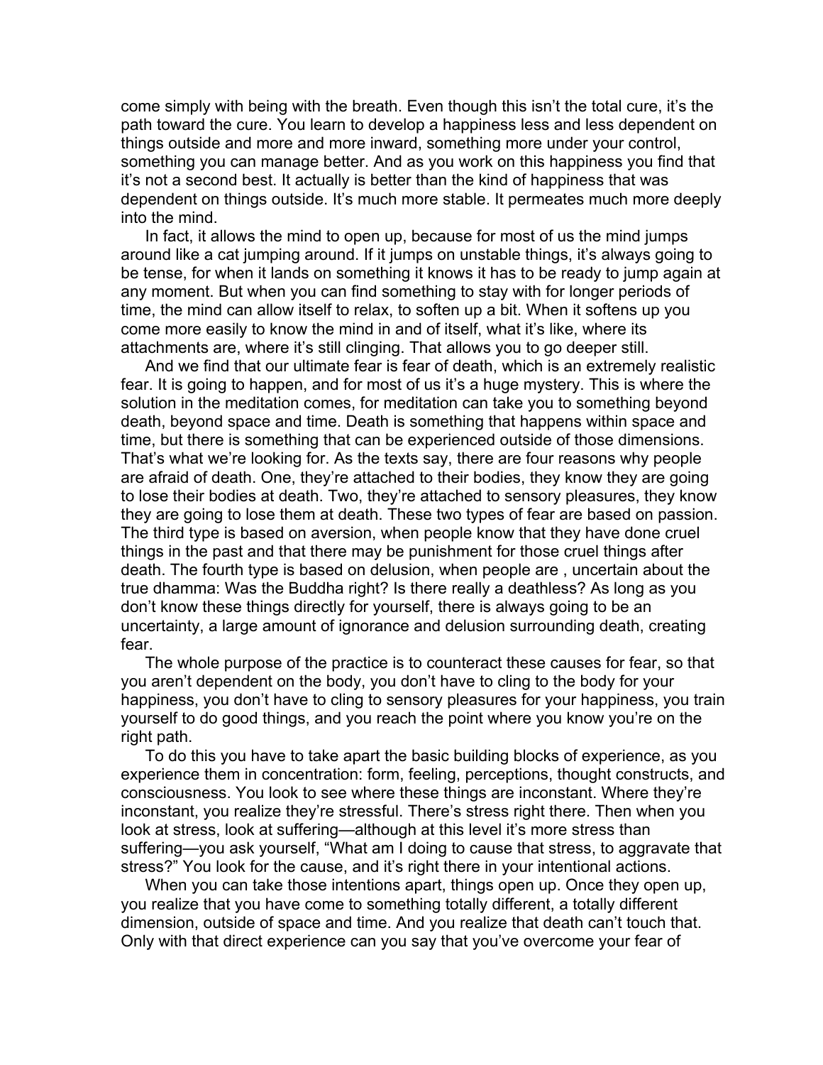come simply with being with the breath. Even though this isn't the total cure, it's the path toward the cure. You learn to develop a happiness less and less dependent on things outside and more and more inward, something more under your control, something you can manage better. And as you work on this happiness you find that it's not a second best. It actually is better than the kind of happiness that was dependent on things outside. It's much more stable. It permeates much more deeply into the mind.

In fact, it allows the mind to open up, because for most of us the mind jumps around like a cat jumping around. If it jumps on unstable things, it's always going to be tense, for when it lands on something it knows it has to be ready to jump again at any moment. But when you can find something to stay with for longer periods of time, the mind can allow itself to relax, to soften up a bit. When it softens up you come more easily to know the mind in and of itself, what it's like, where its attachments are, where it's still clinging. That allows you to go deeper still.

And we find that our ultimate fear is fear of death, which is an extremely realistic fear. It is going to happen, and for most of us it's a huge mystery. This is where the solution in the meditation comes, for meditation can take you to something beyond death, beyond space and time. Death is something that happens within space and time, but there is something that can be experienced outside of those dimensions. That's what we're looking for. As the texts say, there are four reasons why people are afraid of death. One, they're attached to their bodies, they know they are going to lose their bodies at death. Two, they're attached to sensory pleasures, they know they are going to lose them at death. These two types of fear are based on passion. The third type is based on aversion, when people know that they have done cruel things in the past and that there may be punishment for those cruel things after death. The fourth type is based on delusion, when people are , uncertain about the true dhamma: Was the Buddha right? Is there really a deathless? As long as you don't know these things directly for yourself, there is always going to be an uncertainty, a large amount of ignorance and delusion surrounding death, creating fear.

The whole purpose of the practice is to counteract these causes for fear, so that you aren't dependent on the body, you don't have to cling to the body for your happiness, you don't have to cling to sensory pleasures for your happiness, you train yourself to do good things, and you reach the point where you know you're on the right path.

To do this you have to take apart the basic building blocks of experience, as you experience them in concentration: form, feeling, perceptions, thought constructs, and consciousness. You look to see where these things are inconstant. Where they're inconstant, you realize they're stressful. There's stress right there. Then when you look at stress, look at suffering—although at this level it's more stress than suffering—you ask yourself, "What am I doing to cause that stress, to aggravate that stress?" You look for the cause, and it's right there in your intentional actions.

When you can take those intentions apart, things open up. Once they open up, you realize that you have come to something totally different, a totally different dimension, outside of space and time. And you realize that death can't touch that. Only with that direct experience can you say that you've overcome your fear of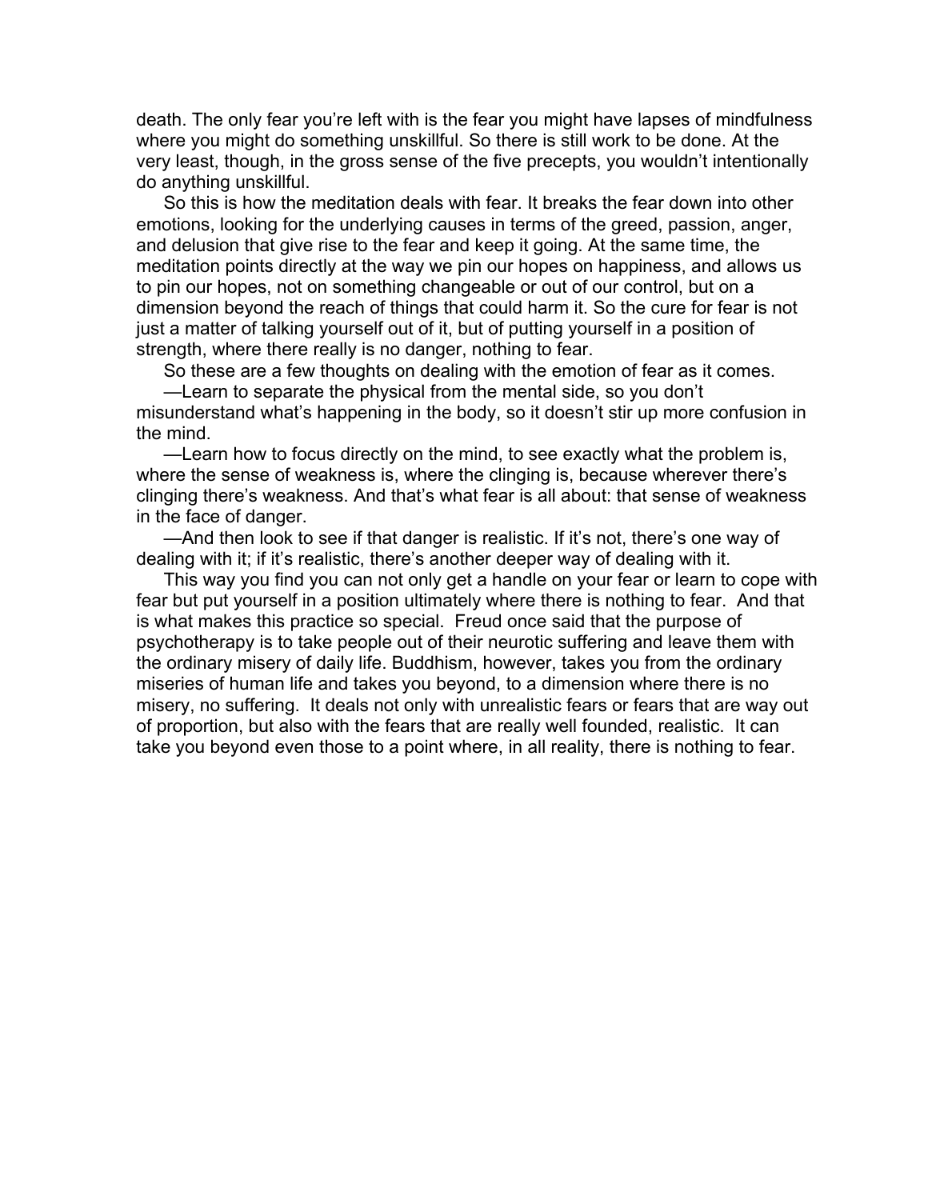death. The only fear you're left with is the fear you might have lapses of mindfulness where you might do something unskillful. So there is still work to be done. At the very least, though, in the gross sense of the five precepts, you wouldn't intentionally do anything unskillful.

So this is how the meditation deals with fear. It breaks the fear down into other emotions, looking for the underlying causes in terms of the greed, passion, anger, and delusion that give rise to the fear and keep it going. At the same time, the meditation points directly at the way we pin our hopes on happiness, and allows us to pin our hopes, not on something changeable or out of our control, but on a dimension beyond the reach of things that could harm it. So the cure for fear is not just a matter of talking yourself out of it, but of putting yourself in a position of strength, where there really is no danger, nothing to fear.

So these are a few thoughts on dealing with the emotion of fear as it comes.

—Learn to separate the physical from the mental side, so you don't misunderstand what's happening in the body, so it doesn't stir up more confusion in the mind.

—Learn how to focus directly on the mind, to see exactly what the problem is, where the sense of weakness is, where the clinging is, because wherever there's clinging there's weakness. And that's what fear is all about: that sense of weakness in the face of danger.

—And then look to see if that danger is realistic. If it's not, there's one way of dealing with it; if it's realistic, there's another deeper way of dealing with it.

This way you find you can not only get a handle on your fear or learn to cope with fear but put yourself in a position ultimately where there is nothing to fear. And that is what makes this practice so special. Freud once said that the purpose of psychotherapy is to take people out of their neurotic suffering and leave them with the ordinary misery of daily life. Buddhism, however, takes you from the ordinary miseries of human life and takes you beyond, to a dimension where there is no misery, no suffering. It deals not only with unrealistic fears or fears that are way out of proportion, but also with the fears that are really well founded, realistic. It can take you beyond even those to a point where, in all reality, there is nothing to fear.